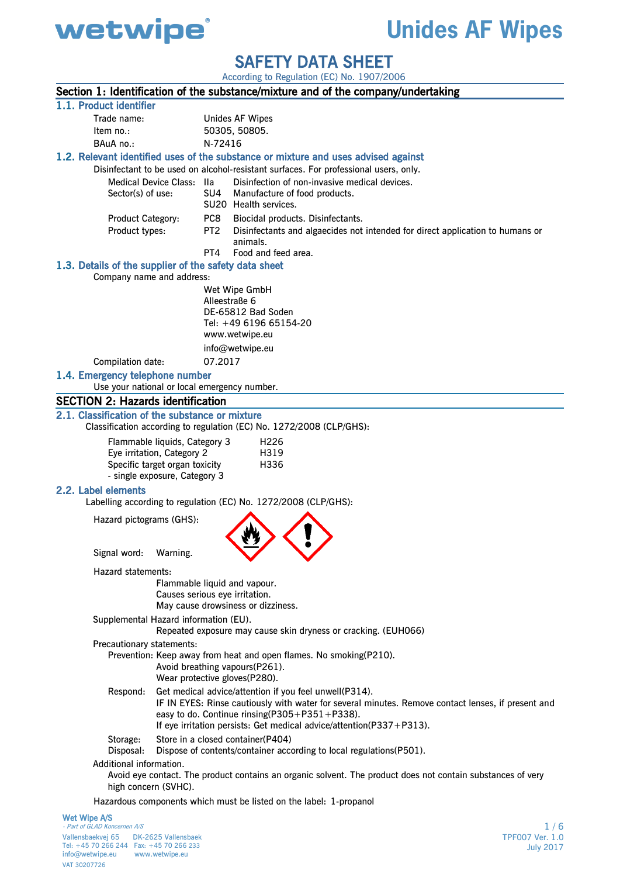# wetwipe® Unides AF Wipes

# SAFETY DATA SHEET

According to Regulation (EC) No. 1907/2006

## Section 1: Identification of the substance/mixture and of the company/undertaking

### 1.1. Product identifier

| | |
|---|---|
| Trade name: | Unides AF Wipes |
| Item no.: | 50305, 50805. |
| BAuA no.: | N-72416 |

### 1.2. Relevant identified uses of the substance or mixture and uses advised against

Disinfectant to be used on alcohol-resistant surfaces. For professional users, only.

| | | |
|---|---|---|
| Medical Device Class: | IIa | Disinfection of non-invasive medical devices. |
| Sector(s) of use: | SU4 | Manufacture of food products. |
| | SU20 | Health services. |
| Product Category: | PC8 | Biocidal products. Disinfectants. |
| Product types: | PT2 | Disinfectants and algaecides not intended for direct application to humans or animals. |
| | PT4 | Food and feed area. |

### 1.3. Details of the supplier of the safety data sheet

Company name and address:

Wet Wipe GmbH
Alleestraße 6
DE-65812 Bad Soden
Tel: +49 6196 65154-20
www.wetwipe.eu
info@wetwipe.eu

Compilation date: 07.2017

### 1.4. Emergency telephone number

Use your national or local emergency number.

## SECTION 2: Hazards identification

### 2.1. Classification of the substance or mixture

Classification according to regulation (EC) No. 1272/2008 (CLP/GHS):

| | |
|---|---|
| Flammable liquids, Category 3 | H226 |
| Eye irritation, Category 2 | H319 |
| Specific target organ toxicity - single exposure, Category 3 | H336 |

### 2.2. Label elements

Labelling according to regulation (EC) No. 1272/2008 (CLP/GHS):

Hazard pictograms (GHS):

Signal word: Warning.

Hazard statements:

Flammable liquid and vapour.
Causes serious eye irritation.
May cause drowsiness or dizziness.

Supplemental Hazard information (EU).

Repeated exposure may cause skin dryness or cracking. (EUH066)

Precautionary statements:

Prevention: Keep away from heat and open flames. No smoking(P210).
Avoid breathing vapours(P261).
Wear protective gloves(P280).

Respond: Get medical advice/attention if you feel unwell(P314).
IF IN EYES: Rinse cautiously with water for several minutes. Remove contact lenses, if present and easy to do. Continue rinsing(P305+P351+P338).
If eye irritation persists: Get medical advice/attention(P337+P313).

Storage: Store in a closed container(P404)

Disposal: Dispose of contents/container according to local regulations(P501).

Additional information.

Avoid eye contact. The product contains an organic solvent. The product does not contain substances of very high concern (SVHC).

Hazardous components which must be listed on the label: 1-propanol

Wet Wipe A/S
- Part of GLAD Koncernen A/S
Vallensbaekvej 65 DK-2625 Vallensbaek
Tel: +45 70 266 244 Fax: +45 70 266 233
info@wetwipe.eu www.wetwipe.eu
VAT 30207726

TPF007 Ver. 1.0
July 2017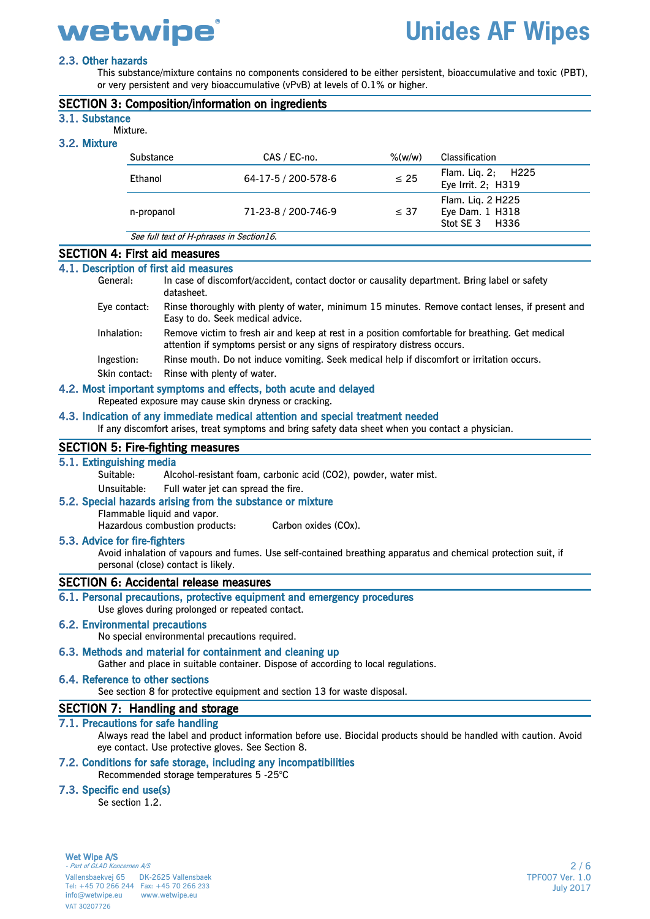### 2.3. Other hazards

This substance/mixture contains no components considered to be either persistent, bioaccumulative and toxic (PBT), or very persistent and very bioaccumulative (vPvB) at levels of 0.1% or higher.

## SECTION 3: Composition/information on ingredients

### 3.1. Substance

Mixture.

### 3.2. Mixture

| Substance | CAS / EC-no. | %(w/w) | Classification |
|---|---|---|---|
| Ethanol | 64-17-5 / 200-578-6 | ≤ 25 | Flam. Liq. 2; H225<br>Eye Irrit. 2; H319 |
| n-propanol | 71-23-8 / 200-746-9 | ≤ 37 | Flam. Liq. 2 H225<br>Eye Dam. 1 H318<br>Stot SE 3 H336 |

*See full text of H-phrases in Section16.*

## SECTION 4: First aid measures

### 4.1. Description of first aid measures

General: In case of discomfort/accident, contact doctor or causality department. Bring label or safety datasheet.

Eye contact: Rinse thoroughly with plenty of water, minimum 15 minutes. Remove contact lenses, if present and Easy to do. Seek medical advice.

Inhalation: Remove victim to fresh air and keep at rest in a position comfortable for breathing. Get medical attention if symptoms persist or any signs of respiratory distress occurs.

Ingestion: Rinse mouth. Do not induce vomiting. Seek medical help if discomfort or irritation occurs.

Skin contact: Rinse with plenty of water.

### 4.2. Most important symptoms and effects, both acute and delayed

Repeated exposure may cause skin dryness or cracking.

### 4.3. Indication of any immediate medical attention and special treatment needed

If any discomfort arises, treat symptoms and bring safety data sheet when you contact a physician.

## SECTION 5: Fire-fighting measures

### 5.1. Extinguishing media

Suitable: Alcohol-resistant foam, carbonic acid ($CO_2$), powder, water mist.

Unsuitable: Full water jet can spread the fire.

### 5.2. Special hazards arising from the substance or mixture

Flammable liquid and vapor.
Hazardous combustion products: Carbon oxides ($CO_x$).

### 5.3. Advice for fire-fighters

Avoid inhalation of vapours and fumes. Use self-contained breathing apparatus and chemical protection suit, if personal (close) contact is likely.

## SECTION 6: Accidental release measures

### 6.1. Personal precautions, protective equipment and emergency procedures

Use gloves during prolonged or repeated contact.

### 6.2. Environmental precautions

No special environmental precautions required.

### 6.3. Methods and material for containment and cleaning up

Gather and place in suitable container. Dispose of according to local regulations.

### 6.4. Reference to other sections

See section 8 for protective equipment and section 13 for waste disposal.

## SECTION 7: Handling and storage

### 7.1. Precautions for safe handling

Always read the label and product information before use. Biocidal products should be handled with caution. Avoid eye contact. Use protective gloves. See Section 8.

### 7.2. Conditions for safe storage, including any incompatibilities

Recommended storage temperatures 5 -25°C

### 7.3. Specific end use(s)

Se section 1.2.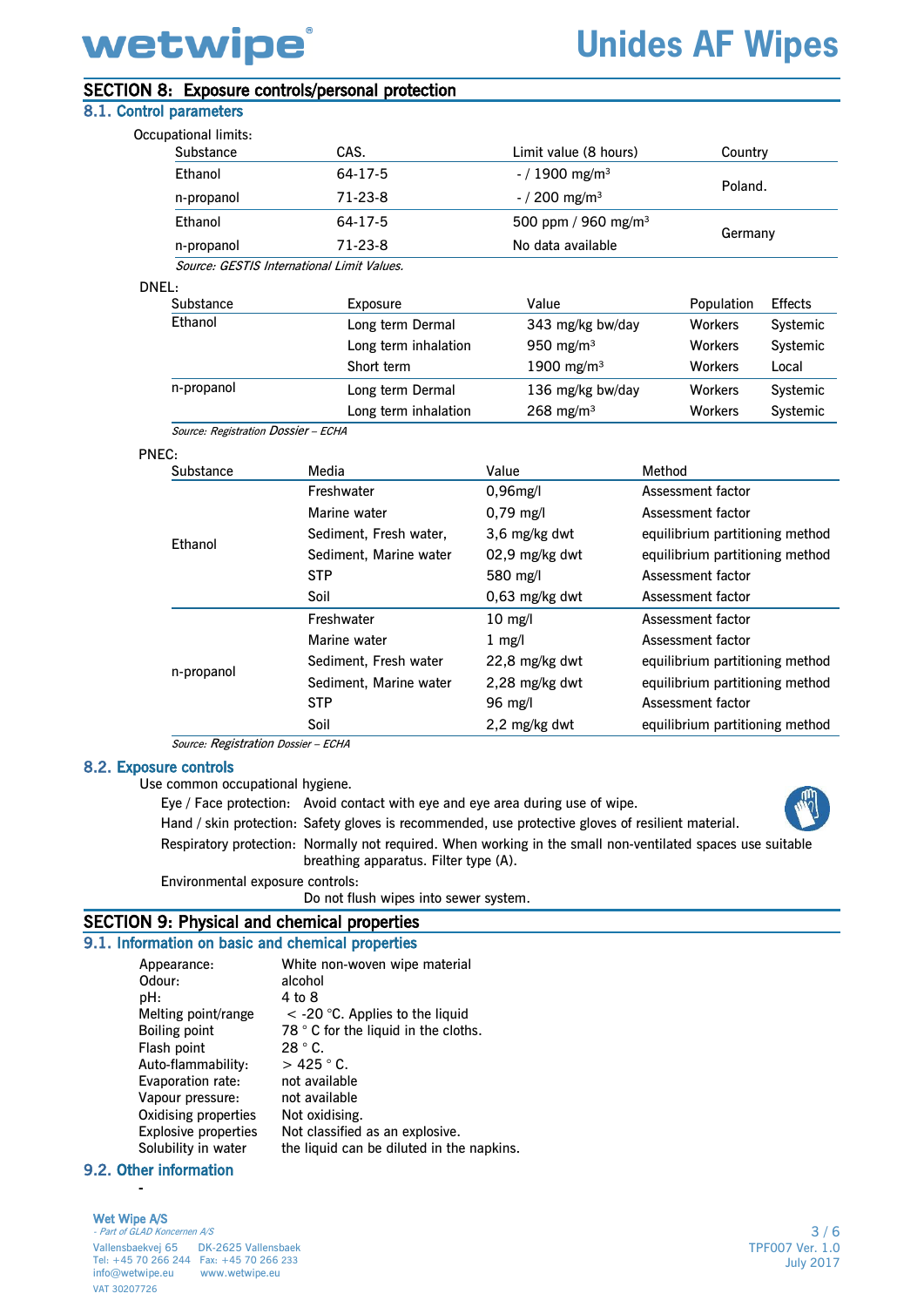## SECTION 8: Exposure controls/personal protection

### 8.1. Control parameters

Occupational limits:

| Substance | CAS. | Limit value (8 hours) | Country |
|---|---|---|---|
| Ethanol | 64-17-5 | - / 1900 mg/m³ | Poland. |
| n-propanol | 71-23-8 | - / 200 mg/m³ | |
| Ethanol | 64-17-5 | 500 ppm / 960 mg/m³ | Germany |
| n-propanol | 71-23-8 | No data available | |

*Source: GESTIS International Limit Values.*

DNEL:

| Substance | Exposure | Value | Population | Effects |
|---|---|---|---|---|
| Ethanol | Long term Dermal | 343 mg/kg bw/day | Workers | Systemic |
| | Long term inhalation | 950 mg/m³ | Workers | Systemic |
| | Short term | 1900 mg/m³ | Workers | Local |
| n-propanol | Long term Dermal | 136 mg/kg bw/day | Workers | Systemic |
| | Long term inhalation | 268 mg/m³ | Workers | Systemic |

*Source: Registration Dossier – ECHA*

PNEC:

| Substance | Media | Value | Method |
|---|---|---|---|
| Ethanol | Freshwater | 0,96mg/l | Assessment factor |
| | Marine water | 0,79 mg/l | Assessment factor |
| | Sediment, Fresh water, | 3,6 mg/kg dwt | equilibrium partitioning method |
| | Sediment, Marine water | 02,9 mg/kg dwt | equilibrium partitioning method |
| | STP | 580 mg/l | Assessment factor |
| | Soil | 0,63 mg/kg dwt | Assessment factor |
| n-propanol | Freshwater | 10 mg/l | Assessment factor |
| | Marine water | 1 mg/l | Assessment factor |
| | Sediment, Fresh water | 22,8 mg/kg dwt | equilibrium partitioning method |
| | Sediment, Marine water | 2,28 mg/kg dwt | equilibrium partitioning method |
| | STP | 96 mg/l | Assessment factor |
| | Soil | 2,2 mg/kg dwt | equilibrium partitioning method |

*Source: Registration Dossier – ECHA*

### 8.2. Exposure controls

Use common occupational hygiene.

Eye / Face protection: Avoid contact with eye and eye area during use of wipe.

Hand / skin protection: Safety gloves is recommended, use protective gloves of resilient material.

Respiratory protection: Normally not required. When working in the small non-ventilated spaces use suitable breathing apparatus. Filter type (A).

Environmental exposure controls:
Do not flush wipes into sewer system.

## SECTION 9: Physical and chemical properties

### 9.1. Information on basic and chemical properties

| | |
|---|---|
| Appearance: | White non-woven wipe material |
| Odour: | alcohol |
| pH: | 4 to 8 |
| Melting point/range | < -20 °C. Applies to the liquid |
| Boiling point | 78 ° C for the liquid in the cloths. |
| Flash point | 28 ° C. |
| Auto-flammability: | > 425 ° C. |
| Evaporation rate: | not available |
| Vapour pressure: | not available |
| Oxidising properties | Not oxidising. |
| Explosive properties | Not classified as an explosive. |
| Solubility in water | the liquid can be diluted in the napkins. |

### 9.2. Other information

-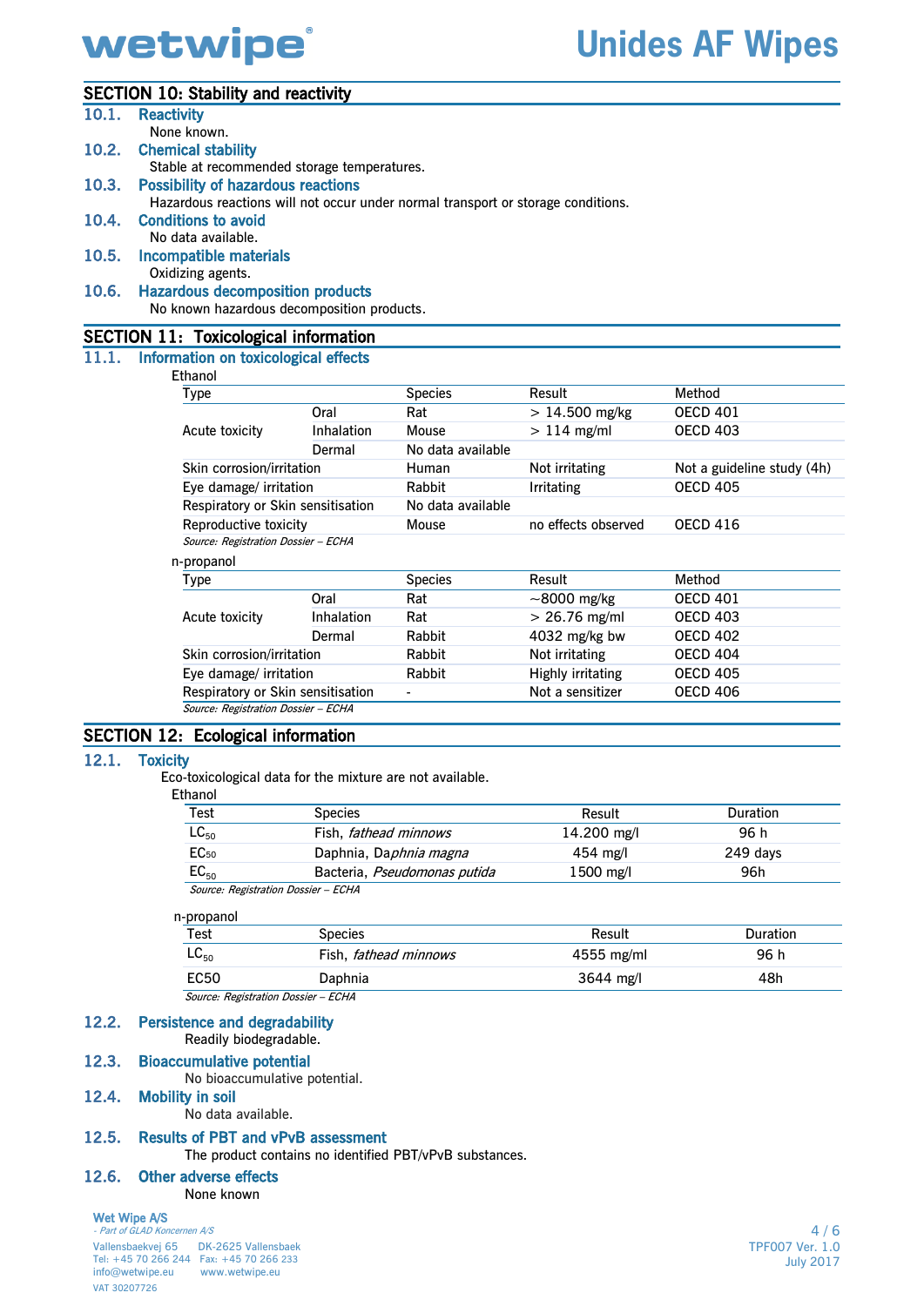## SECTION 10: Stability and reactivity

### 10.1. Reactivity

None known.

### 10.2. Chemical stability

Stable at recommended storage temperatures.

### 10.3. Possibility of hazardous reactions

Hazardous reactions will not occur under normal transport or storage conditions.

### 10.4. Conditions to avoid

No data available.

### 10.5. Incompatible materials

Oxidizing agents.

### 10.6. Hazardous decomposition products

No known hazardous decomposition products.

## SECTION 11: Toxicological information

### 11.1. Information on toxicological effects

Ethanol

| Type | | Species | Result | Method |
|---|---|---|---|---|
| Acute toxicity | Oral | Rat | > 14.500 mg/kg | OECD 401 |
| | Inhalation | Mouse | > 114 mg/ml | OECD 403 |
| | Dermal | No data available | | |
| Skin corrosion/irritation | | Human | Not irritating | Not a guideline study (4h) |
| Eye damage/ irritation | | Rabbit | Irritating | OECD 405 |
| Respiratory or Skin sensitisation | | No data available | | |
| Reproductive toxicity | | Mouse | no effects observed | OECD 416 |

*Source: Registration Dossier – ECHA*

n-propanol

| Type | | Species | Result | Method |
|---|---|---|---|---|
| Acute toxicity | Oral | Rat | ~8000 mg/kg | OECD 401 |
| | Inhalation | Rat | > 26.76 mg/ml | OECD 403 |
| | Dermal | Rabbit | 4032 mg/kg bw | OECD 402 |
| Skin corrosion/irritation | | Rabbit | Not irritating | OECD 404 |
| Eye damage/ irritation | | Rabbit | Highly irritating | OECD 405 |
| Respiratory or Skin sensitisation | | - | Not a sensitizer | OECD 406 |

*Source: Registration Dossier – ECHA*

## SECTION 12: Ecological information

### 12.1. Toxicity

Eco-toxicological data for the mixture are not available.

Ethanol

| Test | Species | Result | Duration |
|---|---|---|---|
| $LC_{50}$ | Fish, *fathead minnows* | 14.200 mg/l | 96 h |
| $EC_{50}$ | Daphnia, *Daphnia magna* | 454 mg/l | 249 days |
| $EC_{50}$ | Bacteria, *Pseudomonas putida* | 1500 mg/l | 96h |

*Source: Registration Dossier – ECHA*

n-propanol

| Test | Species | Result | Duration |
|---|---|---|---|
| $LC_{50}$ | Fish, *fathead minnows* | 4555 mg/ml | 96 h |
| EC50 | Daphnia | 3644 mg/l | 48h |

*Source: Registration Dossier – ECHA*

### 12.2. Persistence and degradability

Readily biodegradable.

### 12.3. Bioaccumulative potential

No bioaccumulative potential.

### 12.4. Mobility in soil

No data available.

### 12.5. Results of PBT and vPvB assessment

The product contains no identified PBT/vPvB substances.

### 12.6. Other adverse effects

None known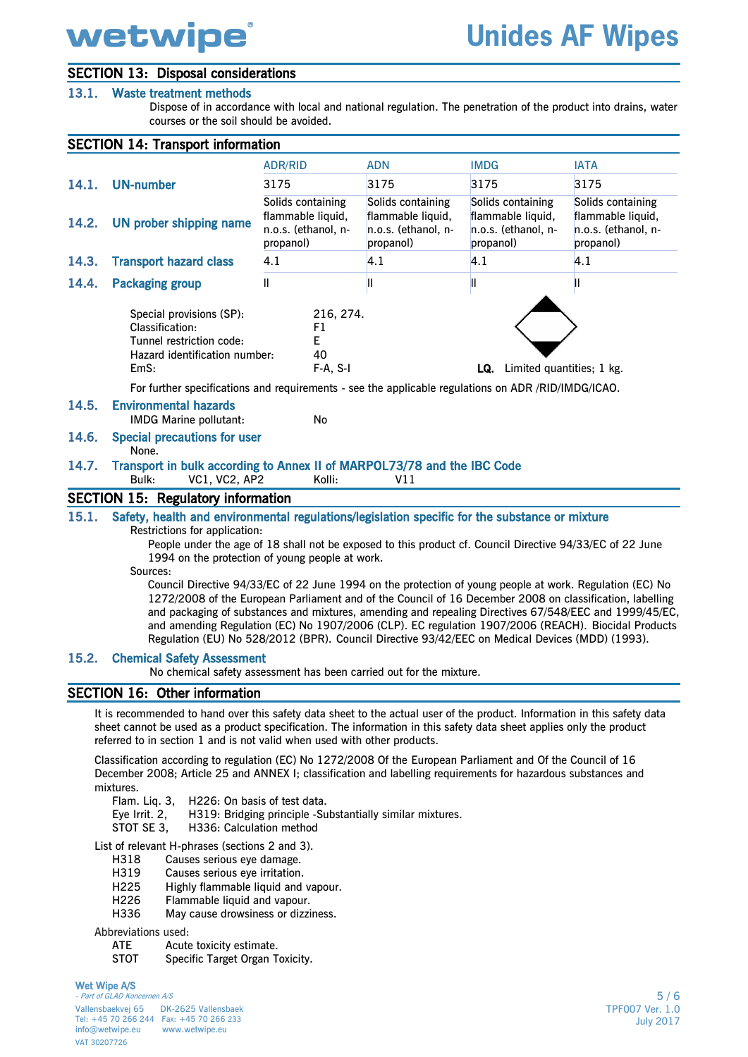## SECTION 13: Disposal considerations

### 13.1. Waste treatment methods

Dispose of in accordance with local and national regulation. The penetration of the product into drains, water courses or the soil should be avoided.

## SECTION 14: Transport information

| | | ADR/RID | ADN | IMDG | IATA |
|---|---|---|---|---|---|
| 14.1. | UN-number | 3175 | 3175 | 3175 | 3175 |
| 14.2. | UN prober shipping name | Solids containing flammable liquid, n.o.s. (ethanol, n-propanol) | Solids containing flammable liquid, n.o.s. (ethanol, n-propanol) | Solids containing flammable liquid, n.o.s. (ethanol, n-propanol) | Solids containing flammable liquid, n.o.s. (ethanol, n-propanol) |
| 14.3. | Transport hazard class | 4.1 | 4.1 | 4.1 | 4.1 |
| 14.4. | Packaging group | II | II | II | II |

Special provisions (SP): 216, 274.
Classification: F1
Tunnel restriction code: E
Hazard identification number: 40
EmS: F-A, S-I

**LQ.** Limited quantities; 1 kg.

For further specifications and requirements - see the applicable regulations on ADR /RID/IMDG/ICAO.

### 14.5. Environmental hazards

IMDG Marine pollutant: No

### 14.6. Special precautions for user

None.

### 14.7. Transport in bulk according to Annex II of MARPOL73/78 and the IBC Code

Bulk: VC1, VC2, AP2 Kolli: V11

## SECTION 15: Regulatory information

### 15.1. Safety, health and environmental regulations/legislation specific for the substance or mixture

Restrictions for application:

People under the age of 18 shall not be exposed to this product cf. Council Directive 94/33/EC of 22 June 1994 on the protection of young people at work.

Sources:

Council Directive 94/33/EC of 22 June 1994 on the protection of young people at work. Regulation (EC) No 1272/2008 of the European Parliament and of the Council of 16 December 2008 on classification, labelling and packaging of substances and mixtures, amending and repealing Directives 67/548/EEC and 1999/45/EC, and amending Regulation (EC) No 1907/2006 (CLP). EC regulation 1907/2006 (REACH). Biocidal Products Regulation (EU) No 528/2012 (BPR). Council Directive 93/42/EEC on Medical Devices (MDD) (1993).

### 15.2. Chemical Safety Assessment

No chemical safety assessment has been carried out for the mixture.

## SECTION 16: Other information

It is recommended to hand over this safety data sheet to the actual user of the product. Information in this safety data sheet cannot be used as a product specification. The information in this safety data sheet applies only the product referred to in section 1 and is not valid when used with other products.

Classification according to regulation (EC) No 1272/2008 Of the European Parliament and Of the Council of 16 December 2008; Article 25 and ANNEX I; classification and labelling requirements for hazardous substances and mixtures.

Flam. Liq. 3, H226: On basis of test data.
Eye Irrit. 2, H319: Bridging principle -Substantially similar mixtures.
STOT SE 3, H336: Calculation method

List of relevant H-phrases (sections 2 and 3).

H318 Causes serious eye damage.
H319 Causes serious eye irritation.
H225 Highly flammable liquid and vapour.
H226 Flammable liquid and vapour.
H336 May cause drowsiness or dizziness.

Abbreviations used:

ATE Acute toxicity estimate.
STOT Specific Target Organ Toxicity.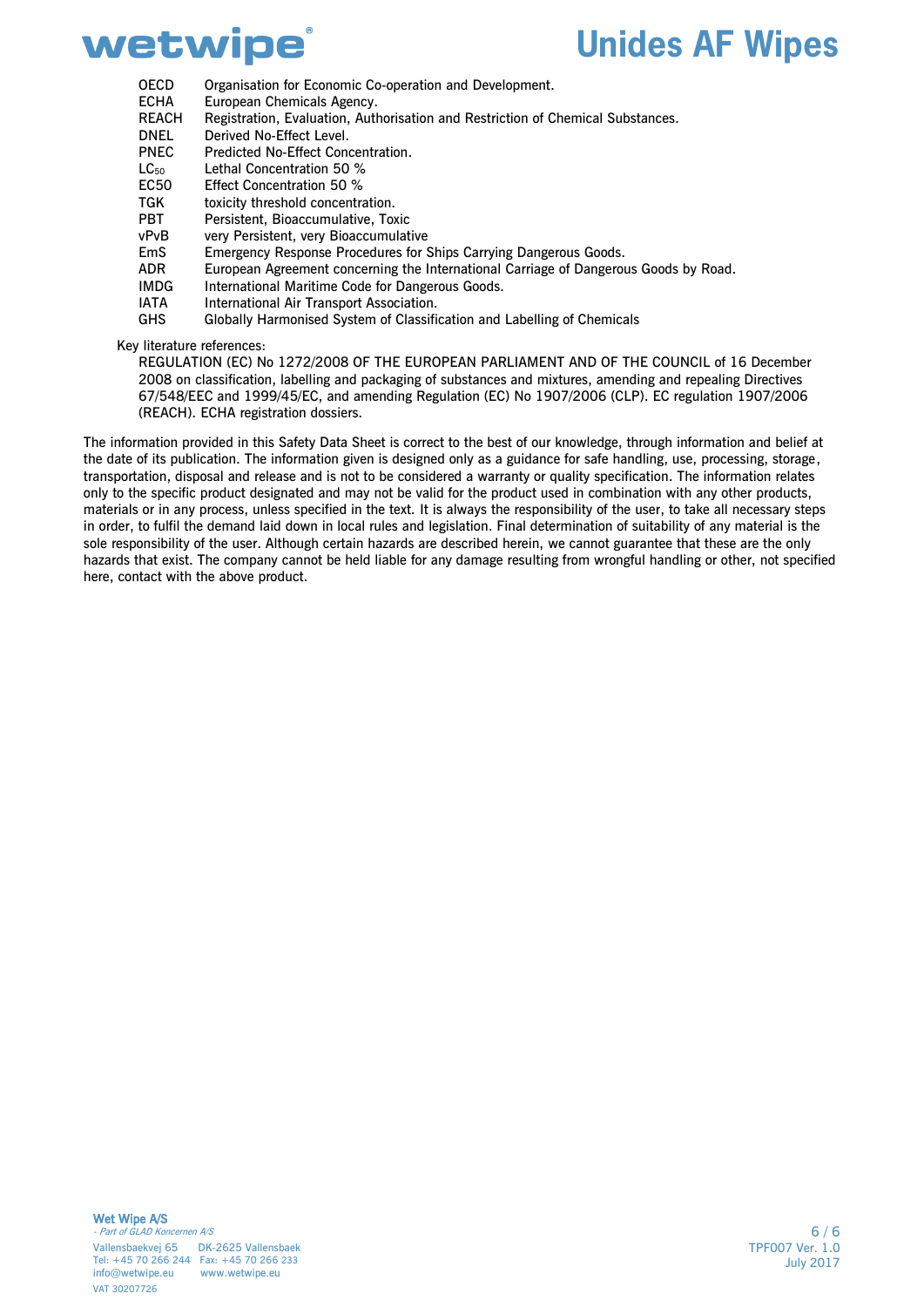| | |
|---|---|
| OECD | Organisation for Economic Co-operation and Development. |
| ECHA | European Chemicals Agency. |
| REACH | Registration, Evaluation, Authorisation and Restriction of Chemical Substances. |
| DNEL | Derived No-Effect Level. |
| PNEC | Predicted No-Effect Concentration. |
| $LC_{50}$ | Lethal Concentration 50 % |
| EC50 | Effect Concentration 50 % |
| TGK | toxicity threshold concentration. |
| PBT | Persistent, Bioaccumulative, Toxic |
| vPvB | very Persistent, very Bioaccumulative |
| EmS | Emergency Response Procedures for Ships Carrying Dangerous Goods. |
| ADR | European Agreement concerning the International Carriage of Dangerous Goods by Road. |
| IMDG | International Maritime Code for Dangerous Goods. |
| IATA | International Air Transport Association. |
| GHS | Globally Harmonised System of Classification and Labelling of Chemicals |

Key literature references:

REGULATION (EC) No 1272/2008 OF THE EUROPEAN PARLIAMENT AND OF THE COUNCIL of 16 December 2008 on classification, labelling and packaging of substances and mixtures, amending and repealing Directives 67/548/EEC and 1999/45/EC, and amending Regulation (EC) No 1907/2006 (CLP). EC regulation 1907/2006 (REACH). ECHA registration dossiers.

The information provided in this Safety Data Sheet is correct to the best of our knowledge, through information and belief at the date of its publication. The information given is designed only as a guidance for safe handling, use, processing, storage, transportation, disposal and release and is not to be considered a warranty or quality specification. The information relates only to the specific product designated and may not be valid for the product used in combination with any other products, materials or in any process, unless specified in the text. It is always the responsibility of the user, to take all necessary steps in order, to fulfil the demand laid down in local rules and legislation. Final determination of suitability of any material is the sole responsibility of the user. Although certain hazards are described herein, we cannot guarantee that these are the only hazards that exist. The company cannot be held liable for any damage resulting from wrongful handling or other, not specified here, contact with the above product.